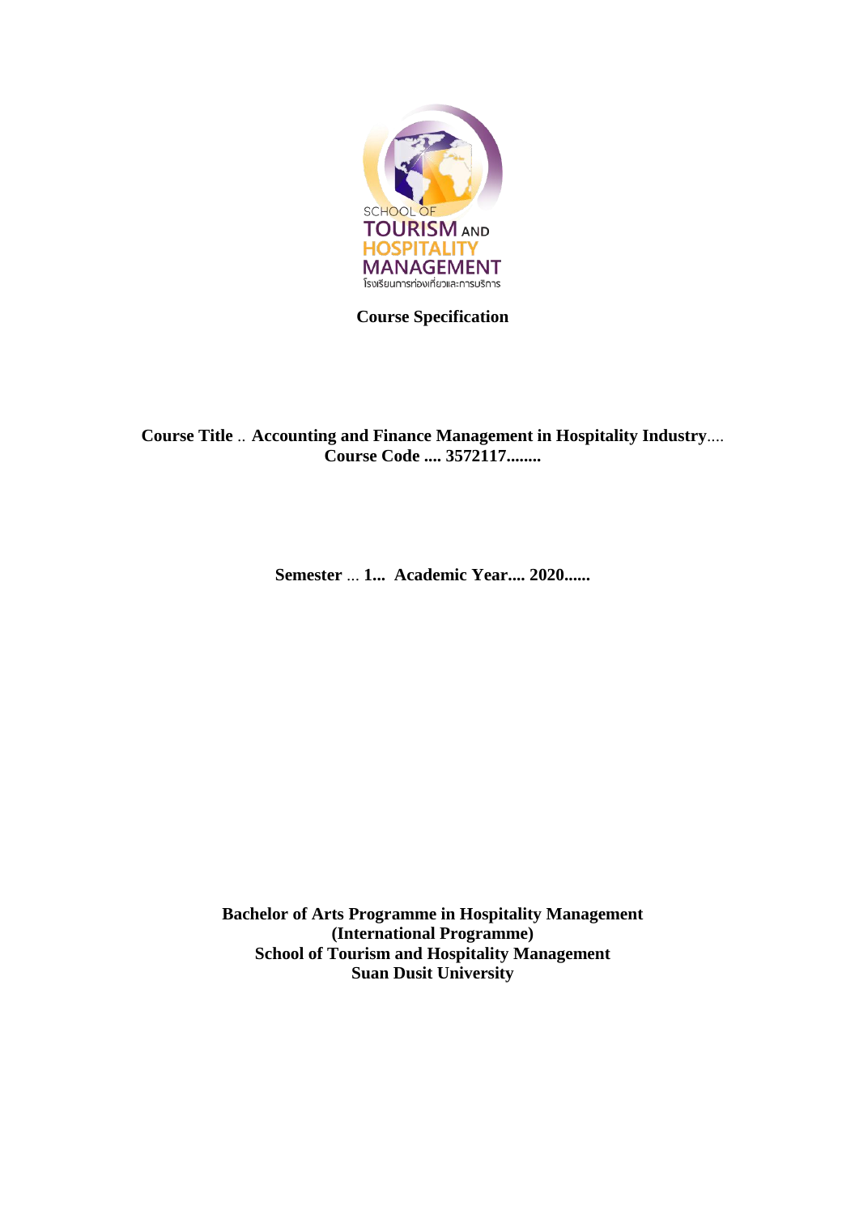SCHOOL OF TOURISM AND HOSPITALITY MANAGEMENT
โรงเรียนการท่องเที่ยวและการบริการ

**Course Specification**

**Course Title** .. **Accounting and Finance Management in Hospitality Industry**....
**Course Code .... 3572117........**

**Semester** ... **1... Academic Year.... 2020......**

**Bachelor of Arts Programme in Hospitality Management**
**(International Programme)**
**School of Tourism and Hospitality Management**
**Suan Dusit University**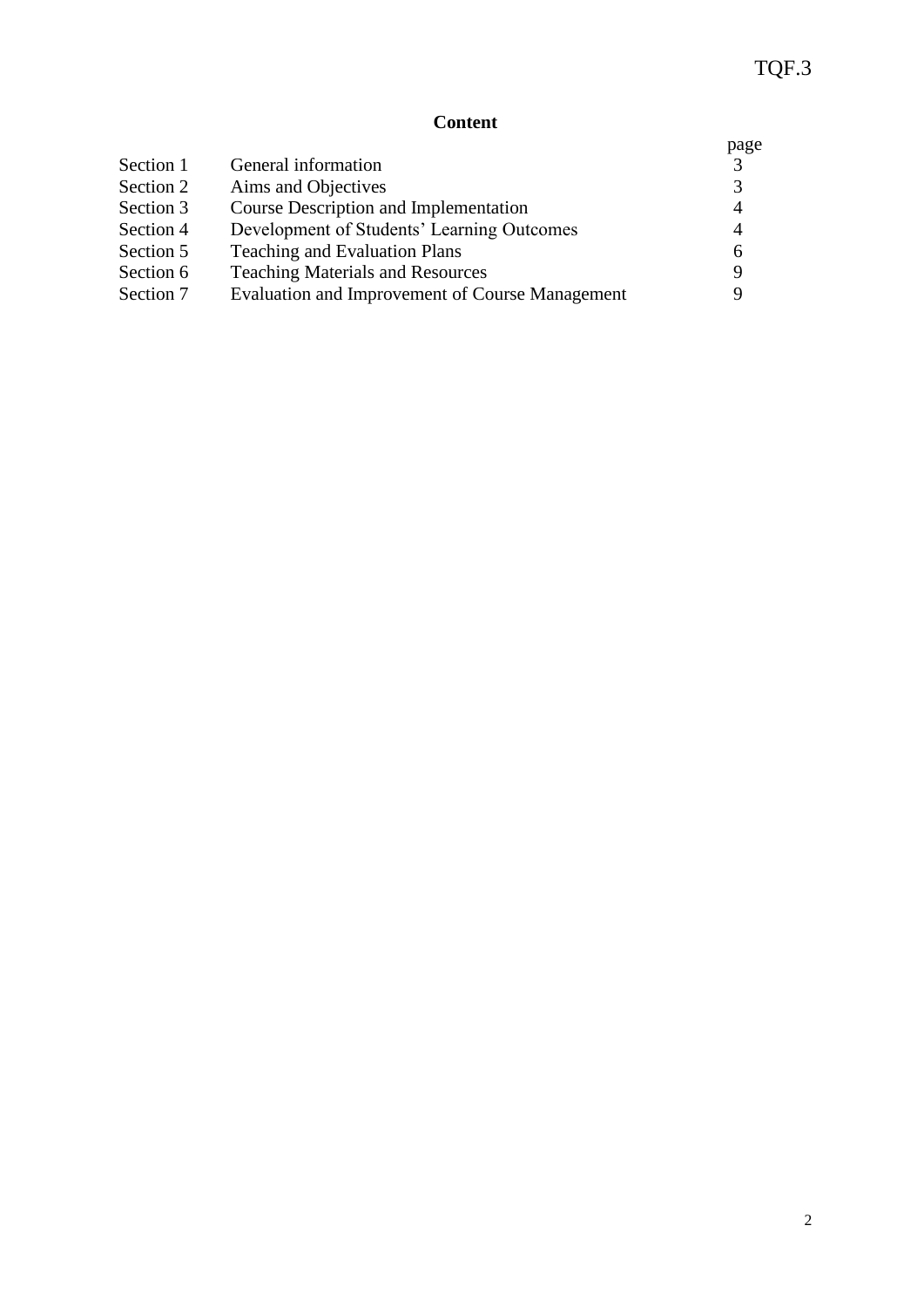# Content

| | | page |
|---|---|---|
| Section 1 | General information | 3 |
| Section 2 | Aims and Objectives | 3 |
| Section 3 | Course Description and Implementation | 4 |
| Section 4 | Development of Students' Learning Outcomes | 4 |
| Section 5 | Teaching and Evaluation Plans | 6 |
| Section 6 | Teaching Materials and Resources | 9 |
| Section 7 | Evaluation and Improvement of Course Management | 9 |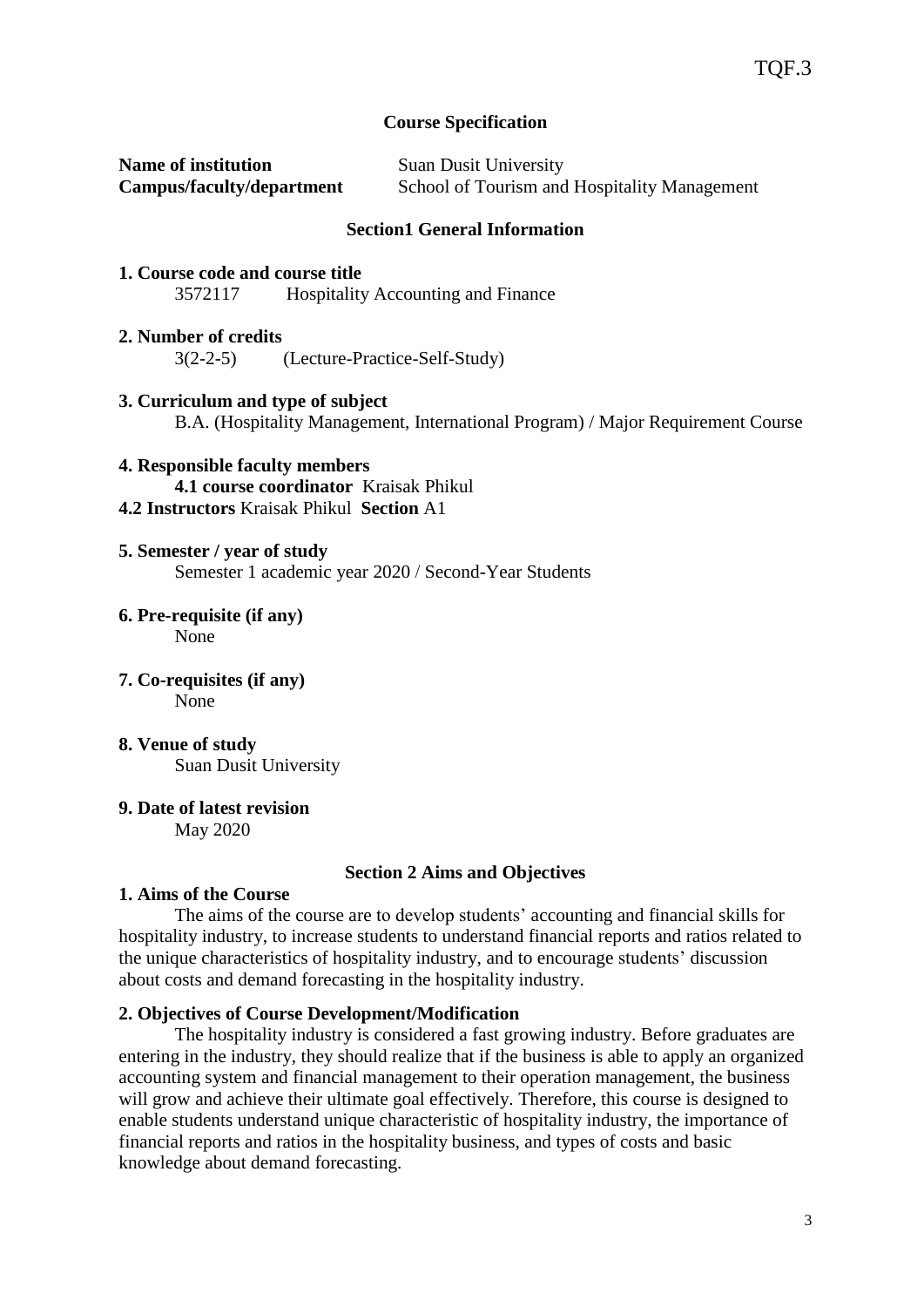TQF.3

# Course Specification

**Name of institution** Suan Dusit University
**Campus/faculty/department** School of Tourism and Hospitality Management

## Section1 General Information

**1. Course code and course title**

3572117 Hospitality Accounting and Finance

**2. Number of credits**

3(2-2-5) (Lecture-Practice-Self-Study)

**3. Curriculum and type of subject**

B.A. (Hospitality Management, International Program) / Major Requirement Course

**4. Responsible faculty members**

**4.1 course coordinator** Kraisak Phikul

**4.2 Instructors** Kraisak Phikul **Section** A1

**5. Semester / year of study**

Semester 1 academic year 2020 / Second-Year Students

**6. Pre-requisite (if any)**

None

**7. Co-requisites (if any)**

None

**8. Venue of study**

Suan Dusit University

**9. Date of latest revision**

May 2020

## Section 2 Aims and Objectives

**1. Aims of the Course**

The aims of the course are to develop students' accounting and financial skills for hospitality industry, to increase students to understand financial reports and ratios related to the unique characteristics of hospitality industry, and to encourage students' discussion about costs and demand forecasting in the hospitality industry.

**2. Objectives of Course Development/Modification**

The hospitality industry is considered a fast growing industry. Before graduates are entering in the industry, they should realize that if the business is able to apply an organized accounting system and financial management to their operation management, the business will grow and achieve their ultimate goal effectively. Therefore, this course is designed to enable students understand unique characteristic of hospitality industry, the importance of financial reports and ratios in the hospitality business, and types of costs and basic knowledge about demand forecasting.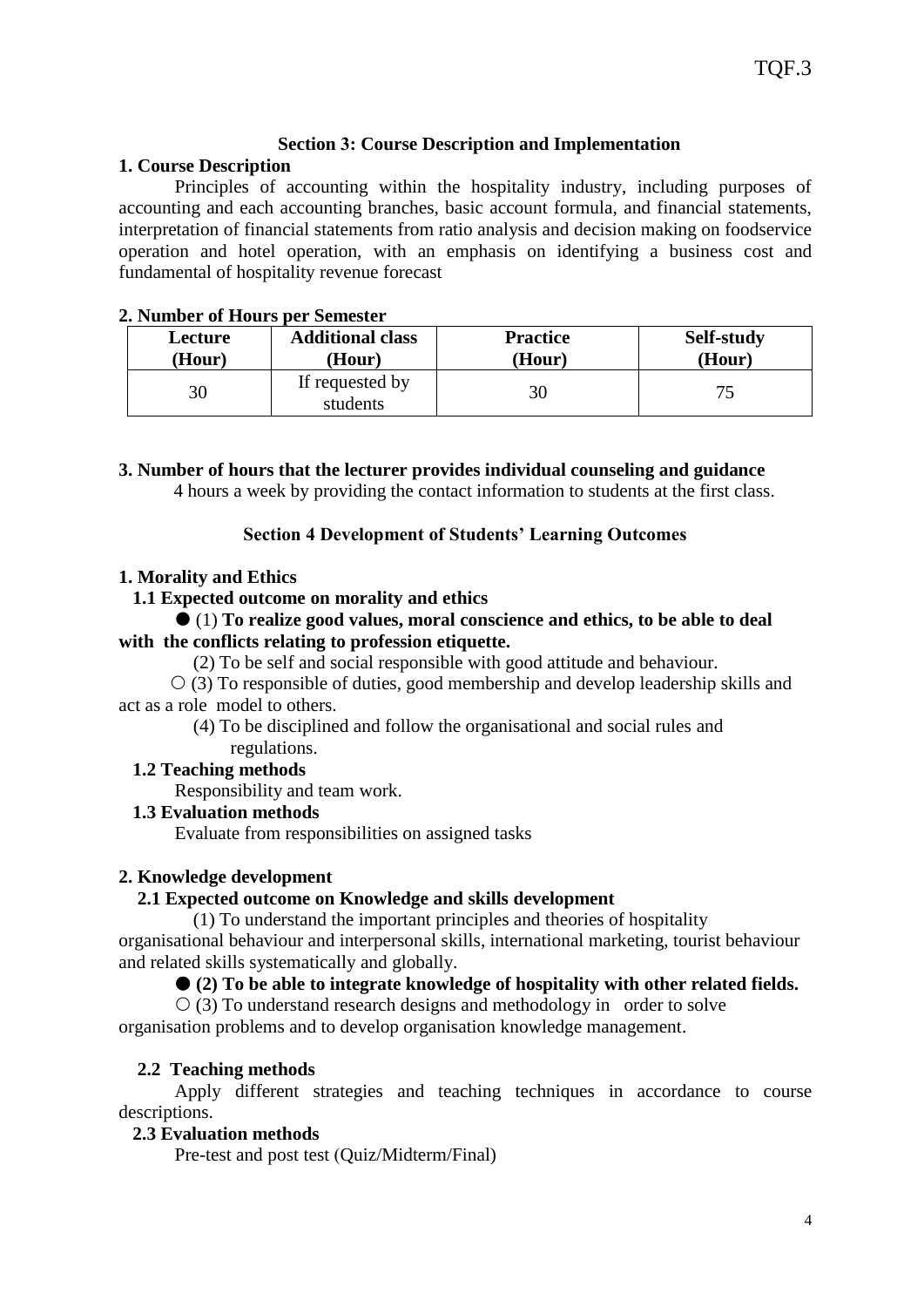## Section 3: Course Description and Implementation

**1. Course Description**

Principles of accounting within the hospitality industry, including purposes of accounting and each accounting branches, basic account formula, and financial statements, interpretation of financial statements from ratio analysis and decision making on foodservice operation and hotel operation, with an emphasis on identifying a business cost and fundamental of hospitality revenue forecast

**2. Number of Hours per Semester**

| Lecture (Hour) | Additional class (Hour) | Practice (Hour) | Self-study (Hour) |
|---|---|---|---|
| 30 | If requested by students | 30 | 75 |

**3. Number of hours that the lecturer provides individual counseling and guidance**

4 hours a week by providing the contact information to students at the first class.

## Section 4 Development of Students' Learning Outcomes

**1. Morality and Ethics**

**1.1 Expected outcome on morality and ethics**

● (1) **To realize good values, moral conscience and ethics, to be able to deal with the conflicts relating to profession etiquette.**

(2) To be self and social responsible with good attitude and behaviour.

○ (3) To responsible of duties, good membership and develop leadership skills and act as a role model to others.

(4) To be disciplined and follow the organisational and social rules and regulations.

**1.2 Teaching methods**

Responsibility and team work.

**1.3 Evaluation methods**

Evaluate from responsibilities on assigned tasks

**2. Knowledge development**

**2.1 Expected outcome on Knowledge and skills development**

(1) To understand the important principles and theories of hospitality organisational behaviour and interpersonal skills, international marketing, tourist behaviour and related skills systematically and globally.

● **(2) To be able to integrate knowledge of hospitality with other related fields.**

○ (3) To understand research designs and methodology in order to solve organisation problems and to develop organisation knowledge management.

**2.2 Teaching methods**

Apply different strategies and teaching techniques in accordance to course descriptions.

**2.3 Evaluation methods**

Pre-test and post test (Quiz/Midterm/Final)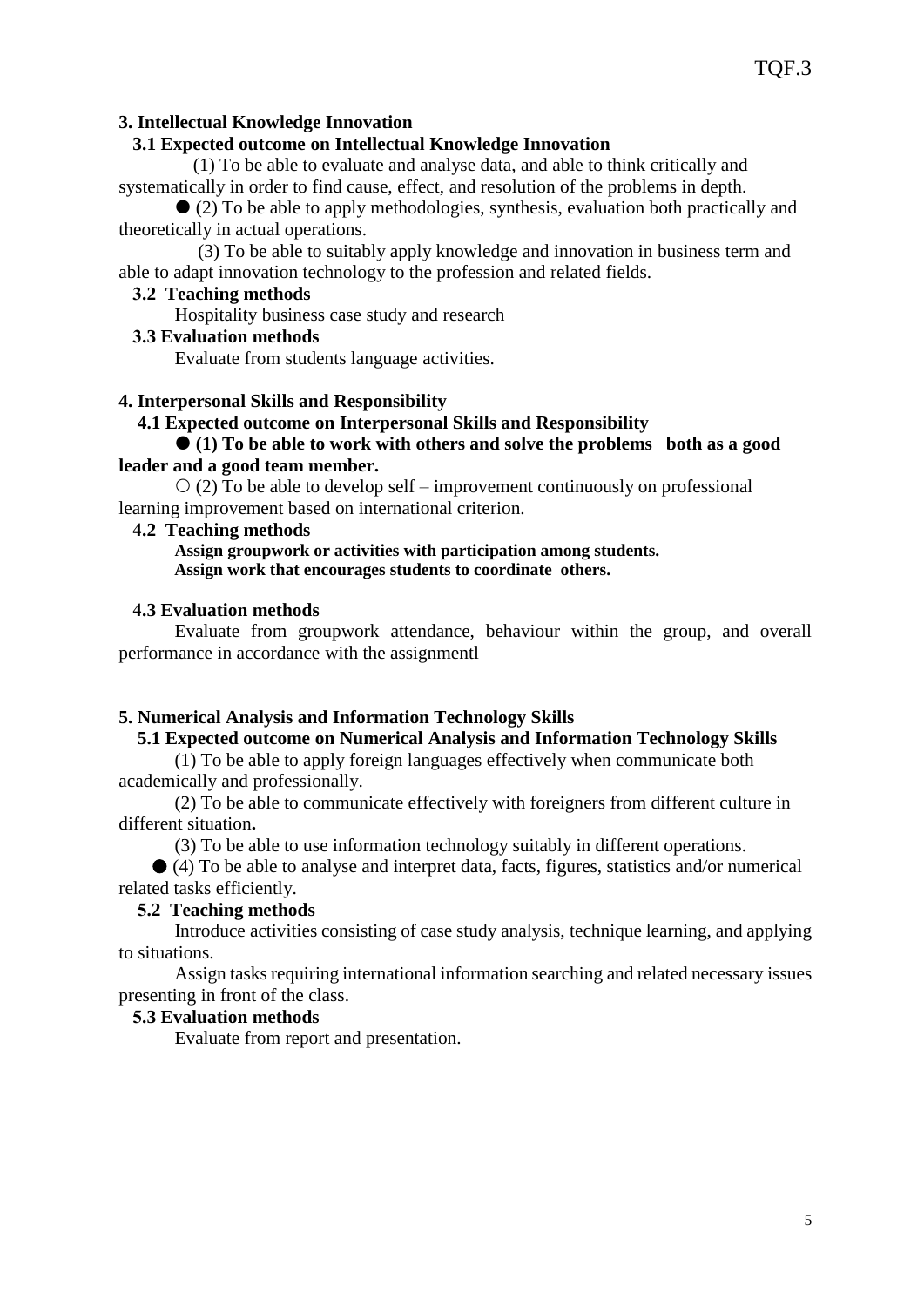**3. Intellectual Knowledge Innovation**

**3.1 Expected outcome on Intellectual Knowledge Innovation**

(1) To be able to evaluate and analyse data, and able to think critically and systematically in order to find cause, effect, and resolution of the problems in depth.

● (2) To be able to apply methodologies, synthesis, evaluation both practically and theoretically in actual operations.

(3) To be able to suitably apply knowledge and innovation in business term and able to adapt innovation technology to the profession and related fields.

**3.2 Teaching methods**

Hospitality business case study and research

**3.3 Evaluation methods**

Evaluate from students language activities.

**4. Interpersonal Skills and Responsibility**

**4.1 Expected outcome on Interpersonal Skills and Responsibility**

**● (1) To be able to work with others and solve the problems both as a good leader and a good team member.**

○ (2) To be able to develop self – improvement continuously on professional learning improvement based on international criterion.

**4.2 Teaching methods**

**Assign groupwork or activities with participation among students.**
**Assign work that encourages students to coordinate others.**

**4.3 Evaluation methods**

Evaluate from groupwork attendance, behaviour within the group, and overall performance in accordance with the assignmentl

**5. Numerical Analysis and Information Technology Skills**

**5.1 Expected outcome on Numerical Analysis and Information Technology Skills**

(1) To be able to apply foreign languages effectively when communicate both academically and professionally.

(2) To be able to communicate effectively with foreigners from different culture in different situation**.**

(3) To be able to use information technology suitably in different operations.

● (4) To be able to analyse and interpret data, facts, figures, statistics and/or numerical related tasks efficiently.

**5.2 Teaching methods**

Introduce activities consisting of case study analysis, technique learning, and applying to situations.

Assign tasks requiring international information searching and related necessary issues presenting in front of the class.

**5.3 Evaluation methods**

Evaluate from report and presentation.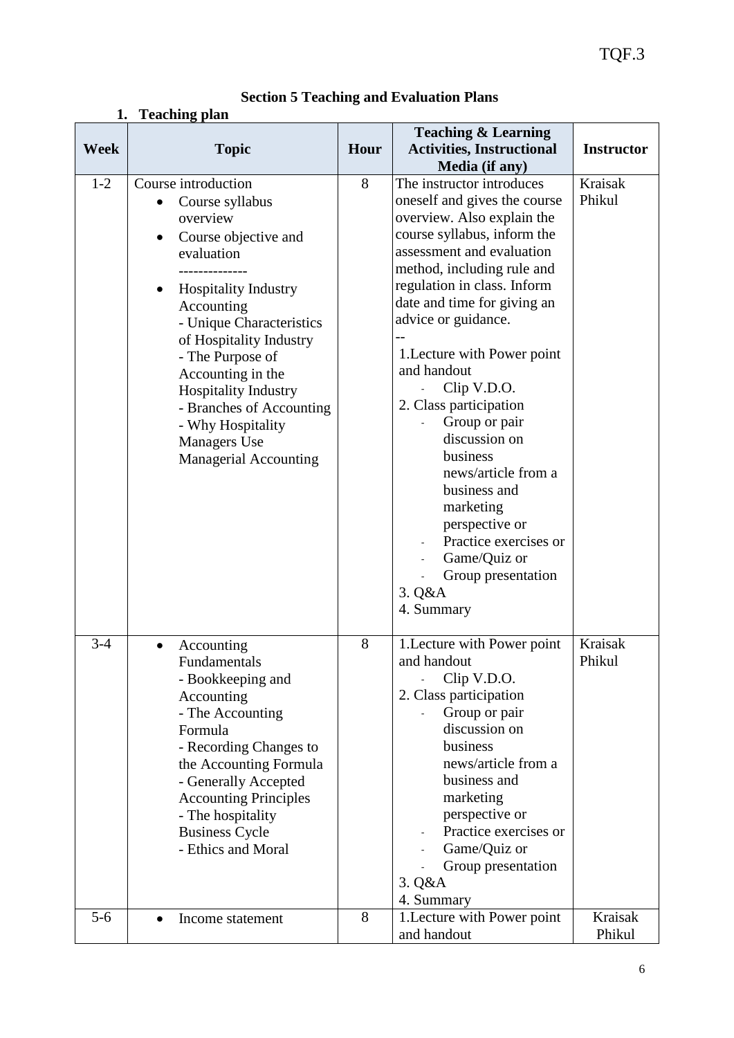## Section 5 Teaching and Evaluation Plans

### 1. Teaching plan

| Week | Topic | Hour | Teaching & Learning Activities, Instructional Media (if any) | Instructor |
|---|---|---|---|---|
| 1-2 | Course introduction<br>• Course syllabus overview<br>• Course objective and evaluation<br>--------------<br>• Hospitality Industry Accounting<br>- Unique Characteristics of Hospitality Industry<br>- The Purpose of Accounting in the Hospitality Industry<br>- Branches of Accounting<br>- Why Hospitality Managers Use Managerial Accounting | 8 | The instructor introduces oneself and gives the course overview. Also explain the course syllabus, inform the assessment and evaluation method, including rule and regulation in class. Inform date and time for giving an advice or guidance.<br>--<br>1.Lecture with Power point and handout<br>- Clip V.D.O.<br>2. Class participation<br>- Group or pair discussion on business news/article from a business and marketing perspective or<br>- Practice exercises or<br>- Game/Quiz or<br>- Group presentation<br>3. Q&A<br>4. Summary | Kraisak Phikul |
| 3-4 | • Accounting Fundamentals<br>- Bookkeeping and Accounting<br>- The Accounting Formula<br>- Recording Changes to the Accounting Formula<br>- Generally Accepted Accounting Principles<br>- The hospitality Business Cycle<br>- Ethics and Moral | 8 | 1.Lecture with Power point and handout<br>- Clip V.D.O.<br>2. Class participation<br>- Group or pair discussion on business news/article from a business and marketing perspective or<br>- Practice exercises or<br>- Game/Quiz or<br>- Group presentation<br>3. Q&A<br>4. Summary | Kraisak Phikul |
| 5-6 | • Income statement | 8 | 1.Lecture with Power point and handout | Kraisak Phikul |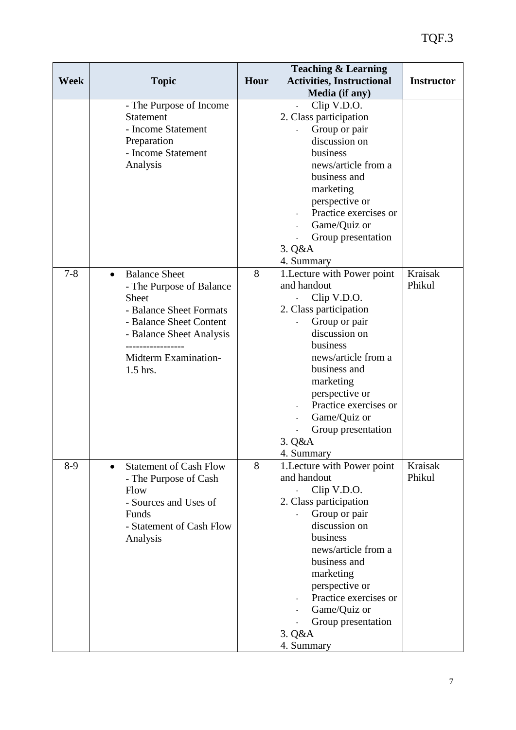| Week | Topic | Hour | Teaching & Learning Activities, Instructional Media (if any) | Instructor |
|---|---|---|---|---|
| | - The Purpose of Income Statement<br>- Income Statement Preparation<br>- Income Statement Analysis | | - Clip V.D.O.<br>2. Class participation<br>- Group or pair discussion on business news/article from a business and marketing perspective or<br>- Practice exercises or<br>- Game/Quiz or<br>- Group presentation<br>3. Q&A<br>4. Summary | |
| 7-8 | • Balance Sheet<br>- The Purpose of Balance Sheet<br>- Balance Sheet Formats<br>- Balance Sheet Content<br>- Balance Sheet Analysis<br>-----------------<br>Midterm Examination- 1.5 hrs. | 8 | 1.Lecture with Power point and handout<br>- Clip V.D.O.<br>2. Class participation<br>- Group or pair discussion on business news/article from a business and marketing perspective or<br>- Practice exercises or<br>- Game/Quiz or<br>- Group presentation<br>3. Q&A<br>4. Summary | Kraisak Phikul |
| 8-9 | • Statement of Cash Flow<br>- The Purpose of Cash Flow<br>- Sources and Uses of Funds<br>- Statement of Cash Flow Analysis | 8 | 1.Lecture with Power point and handout<br>- Clip V.D.O.<br>2. Class participation<br>- Group or pair discussion on business news/article from a business and marketing perspective or<br>- Practice exercises or<br>- Game/Quiz or<br>- Group presentation<br>3. Q&A<br>4. Summary | Kraisak Phikul |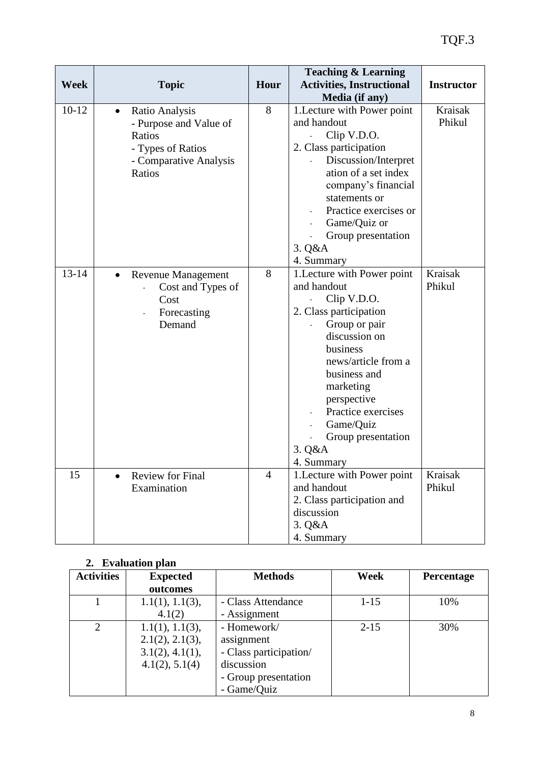| Week | Topic | Hour | Teaching & Learning Activities, Instructional Media (if any) | Instructor |
|---|---|---|---|---|
| 10-12 | • Ratio Analysis<br>- Purpose and Value of Ratios<br>- Types of Ratios<br>- Comparative Analysis Ratios | 8 | 1.Lecture with Power point and handout<br>- Clip V.D.O.<br>2. Class participation<br>- Discussion/Interpretation of a set index company's financial statements or<br>- Practice exercises or<br>- Game/Quiz or<br>- Group presentation<br>3. Q&A<br>4. Summary | Kraisak Phikul |
| 13-14 | • Revenue Management<br>- Cost and Types of Cost<br>- Forecasting Demand | 8 | 1.Lecture with Power point and handout<br>- Clip V.D.O.<br>2. Class participation<br>- Group or pair discussion on business news/article from a business and marketing perspective<br>- Practice exercises<br>- Game/Quiz<br>- Group presentation<br>3. Q&A<br>4. Summary | Kraisak Phikul |
| 15 | • Review for Final Examination | 4 | 1.Lecture with Power point and handout<br>2. Class participation and discussion<br>3. Q&A<br>4. Summary | Kraisak Phikul |

## 2. Evaluation plan

| Activities | Expected outcomes | Methods | Week | Percentage |
|---|---|---|---|---|
| 1 | 1.1(1), 1.1(3), 4.1(2) | - Class Attendance<br>- Assignment | 1-15 | 10% |
| 2 | 1.1(1), 1.1(3), 2.1(2), 2.1(3), 3.1(2), 4.1(1), 4.1(2), 5.1(4) | - Homework/ assignment<br>- Class participation/ discussion<br>- Group presentation<br>- Game/Quiz | 2-15 | 30% |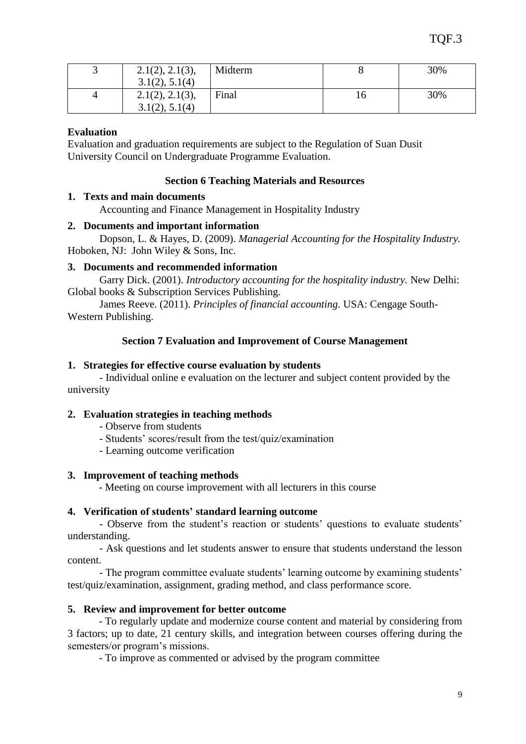| | | | | |
|---|---|---|---|---|
| 3 | 2.1(2), 2.1(3), 3.1(2), 5.1(4) | Midterm | 8 | 30% |
| 4 | 2.1(2), 2.1(3), 3.1(2), 5.1(4) | Final | 16 | 30% |

**Evaluation**

Evaluation and graduation requirements are subject to the Regulation of Suan Dusit University Council on Undergraduate Programme Evaluation.

## Section 6 Teaching Materials and Resources

**1. Texts and main documents**

Accounting and Finance Management in Hospitality Industry

**2. Documents and important information**

Dopson, L. & Hayes, D. (2009). *Managerial Accounting for the Hospitality Industry.* Hoboken, NJ: John Wiley & Sons, Inc.

**3. Documents and recommended information**

Garry Dick. (2001). *Introductory accounting for the hospitality industry.* New Delhi: Global books & Subscription Services Publishing.

James Reeve. (2011). *Principles of financial accounting.* USA: Cengage South-Western Publishing.

## Section 7 Evaluation and Improvement of Course Management

**1. Strategies for effective course evaluation by students**

- Individual online e evaluation on the lecturer and subject content provided by the university

**2. Evaluation strategies in teaching methods**

- Observe from students
- Students' scores/result from the test/quiz/examination
- Learning outcome verification

**3. Improvement of teaching methods**

- Meeting on course improvement with all lecturers in this course

**4. Verification of students' standard learning outcome**

- Observe from the student's reaction or students' questions to evaluate students' understanding.
- Ask questions and let students answer to ensure that students understand the lesson content.
- The program committee evaluate students' learning outcome by examining students' test/quiz/examination, assignment, grading method, and class performance score.

**5. Review and improvement for better outcome**

- To regularly update and modernize course content and material by considering from 3 factors; up to date, 21 century skills, and integration between courses offering during the semesters/or program's missions.
- To improve as commented or advised by the program committee